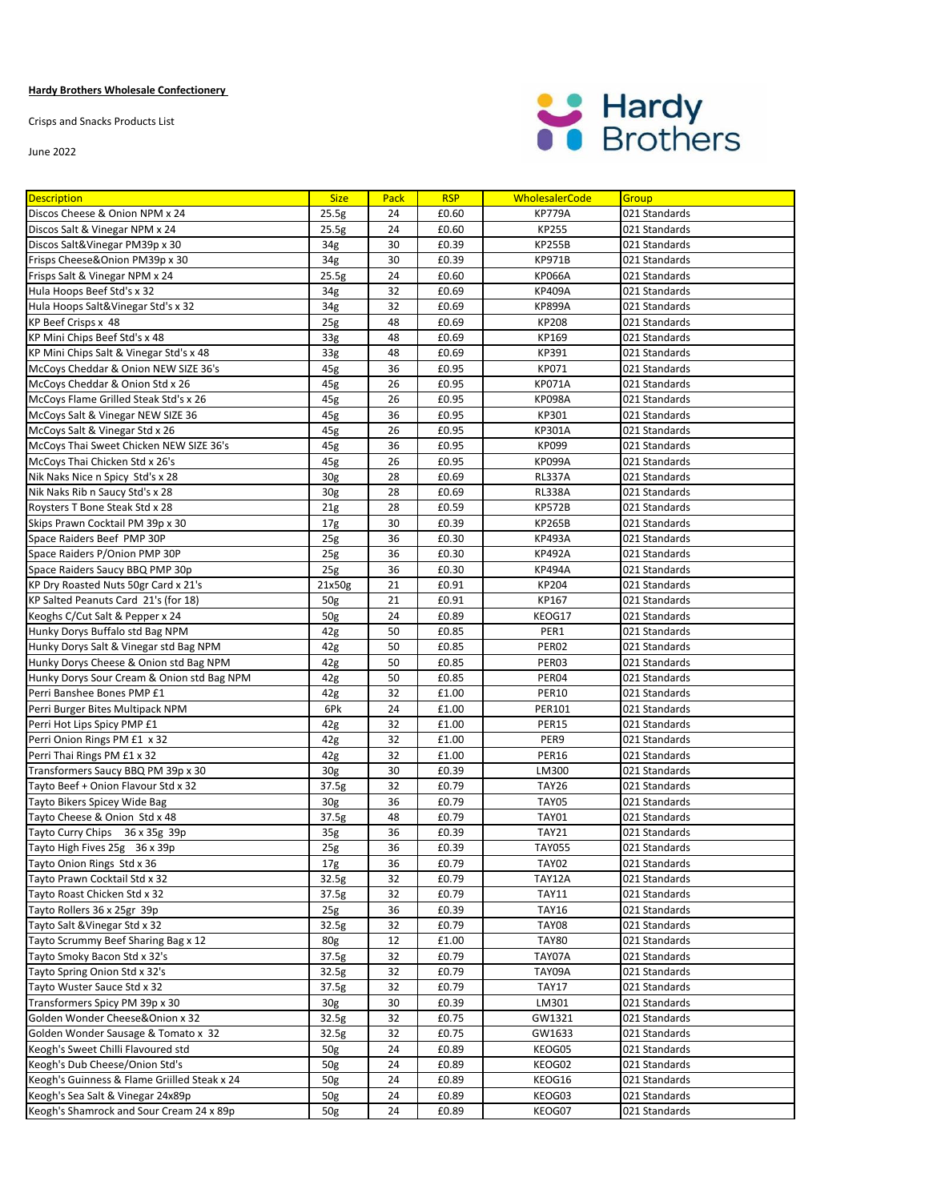**Hardy Brothers Wholesale Confectionery**

Crisps and Snacks Products List

June 2022

| Description | Size | Pack | RSP | WholesalerCode | Group |
|---|---|---|---|---|---|
| Discos Cheese & Onion NPM x 24 | 25.5g | 24 | £0.60 | KP779A | 021 Standards |
| Discos Salt & Vinegar NPM x 24 | 25.5g | 24 | £0.60 | KP255 | 021 Standards |
| Discos Salt&Vinegar PM39p x 30 | 34g | 30 | £0.39 | KP255B | 021 Standards |
| Frisps Cheese&Onion PM39p x 30 | 34g | 30 | £0.39 | KP971B | 021 Standards |
| Frisps Salt & Vinegar NPM x 24 | 25.5g | 24 | £0.60 | KP066A | 021 Standards |
| Hula Hoops Beef Std's x 32 | 34g | 32 | £0.69 | KP409A | 021 Standards |
| Hula Hoops Salt&Vinegar Std's x 32 | 34g | 32 | £0.69 | KP899A | 021 Standards |
| KP Beef Crisps x 48 | 25g | 48 | £0.69 | KP208 | 021 Standards |
| KP Mini Chips Beef Std's x 48 | 33g | 48 | £0.69 | KP169 | 021 Standards |
| KP Mini Chips Salt & Vinegar Std's x 48 | 33g | 48 | £0.69 | KP391 | 021 Standards |
| McCoys Cheddar & Onion NEW SIZE 36's | 45g | 36 | £0.95 | KP071 | 021 Standards |
| McCoys Cheddar & Onion Std x 26 | 45g | 26 | £0.95 | KP071A | 021 Standards |
| McCoys Flame Grilled Steak Std's x 26 | 45g | 26 | £0.95 | KP098A | 021 Standards |
| McCoys Salt & Vinegar NEW SIZE 36 | 45g | 36 | £0.95 | KP301 | 021 Standards |
| McCoys Salt & Vinegar Std x 26 | 45g | 26 | £0.95 | KP301A | 021 Standards |
| McCoys Thai Sweet Chicken NEW SIZE 36's | 45g | 36 | £0.95 | KP099 | 021 Standards |
| McCoys Thai Chicken Std x 26's | 45g | 26 | £0.95 | KP099A | 021 Standards |
| Nik Naks Nice n Spicy Std's x 28 | 30g | 28 | £0.69 | RL337A | 021 Standards |
| Nik Naks Rib n Saucy Std's x 28 | 30g | 28 | £0.69 | RL338A | 021 Standards |
| Roysters T Bone Steak Std x 28 | 21g | 28 | £0.59 | KP572B | 021 Standards |
| Skips Prawn Cocktail PM 39p x 30 | 17g | 30 | £0.39 | KP265B | 021 Standards |
| Space Raiders Beef PMP 30P | 25g | 36 | £0.30 | KP493A | 021 Standards |
| Space Raiders P/Onion PMP 30P | 25g | 36 | £0.30 | KP492A | 021 Standards |
| Space Raiders Saucy BBQ PMP 30p | 25g | 36 | £0.30 | KP494A | 021 Standards |
| KP Dry Roasted Nuts 50gr Card x 21's | 21x50g | 21 | £0.91 | KP204 | 021 Standards |
| KP Salted Peanuts Card 21's (for 18) | 50g | 21 | £0.91 | KP167 | 021 Standards |
| Keoghs C/Cut Salt & Pepper x 24 | 50g | 24 | £0.89 | KEOG17 | 021 Standards |
| Hunky Dorys Buffalo std Bag NPM | 42g | 50 | £0.85 | PER1 | 021 Standards |
| Hunky Dorys Salt & Vinegar std Bag NPM | 42g | 50 | £0.85 | PER02 | 021 Standards |
| Hunky Dorys Cheese & Onion std Bag NPM | 42g | 50 | £0.85 | PER03 | 021 Standards |
| Hunky Dorys Sour Cream & Onion std Bag NPM | 42g | 50 | £0.85 | PER04 | 021 Standards |
| Perri Banshee Bones PMP £1 | 42g | 32 | £1.00 | PER10 | 021 Standards |
| Perri Burger Bites Multipack NPM | 6Pk | 24 | £1.00 | PER101 | 021 Standards |
| Perri Hot Lips Spicy PMP £1 | 42g | 32 | £1.00 | PER15 | 021 Standards |
| Perri Onion Rings PM £1 x 32 | 42g | 32 | £1.00 | PER9 | 021 Standards |
| Perri Thai Rings PM £1 x 32 | 42g | 32 | £1.00 | PER16 | 021 Standards |
| Transformers Saucy BBQ PM 39p x 30 | 30g | 30 | £0.39 | LM300 | 021 Standards |
| Tayto Beef + Onion Flavour Std x 32 | 37.5g | 32 | £0.79 | TAY26 | 021 Standards |
| Tayto Bikers Spicey Wide Bag | 30g | 36 | £0.79 | TAY05 | 021 Standards |
| Tayto Cheese & Onion Std x 48 | 37.5g | 48 | £0.79 | TAY01 | 021 Standards |
| Tayto Curry Chips 36 x 35g 39p | 35g | 36 | £0.39 | TAY21 | 021 Standards |
| Tayto High Fives 25g 36 x 39p | 25g | 36 | £0.39 | TAY055 | 021 Standards |
| Tayto Onion Rings Std x 36 | 17g | 36 | £0.79 | TAY02 | 021 Standards |
| Tayto Prawn Cocktail Std x 32 | 32.5g | 32 | £0.79 | TAY12A | 021 Standards |
| Tayto Roast Chicken Std x 32 | 37.5g | 32 | £0.79 | TAY11 | 021 Standards |
| Tayto Rollers 36 x 25gr 39p | 25g | 36 | £0.39 | TAY16 | 021 Standards |
| Tayto Salt &Vinegar Std x 32 | 32.5g | 32 | £0.79 | TAY08 | 021 Standards |
| Tayto Scrummy Beef Sharing Bag x 12 | 80g | 12 | £1.00 | TAY80 | 021 Standards |
| Tayto Smoky Bacon Std x 32's | 37.5g | 32 | £0.79 | TAY07A | 021 Standards |
| Tayto Spring Onion Std x 32's | 32.5g | 32 | £0.79 | TAY09A | 021 Standards |
| Tayto Wuster Sauce Std x 32 | 37.5g | 32 | £0.79 | TAY17 | 021 Standards |
| Transformers Spicy PM 39p x 30 | 30g | 30 | £0.39 | LM301 | 021 Standards |
| Golden Wonder Cheese&Onion x 32 | 32.5g | 32 | £0.75 | GW1321 | 021 Standards |
| Golden Wonder Sausage & Tomato x 32 | 32.5g | 32 | £0.75 | GW1633 | 021 Standards |
| Keogh's Sweet Chilli Flavoured std | 50g | 24 | £0.89 | KEOG05 | 021 Standards |
| Keogh's Dub Cheese/Onion Std's | 50g | 24 | £0.89 | KEOG02 | 021 Standards |
| Keogh's Guinness & Flame Griilled Steak x 24 | 50g | 24 | £0.89 | KEOG16 | 021 Standards |
| Keogh's Sea Salt & Vinegar 24x89p | 50g | 24 | £0.89 | KEOG03 | 021 Standards |
| Keogh's Shamrock and Sour Cream 24 x 89p | 50g | 24 | £0.89 | KEOG07 | 021 Standards |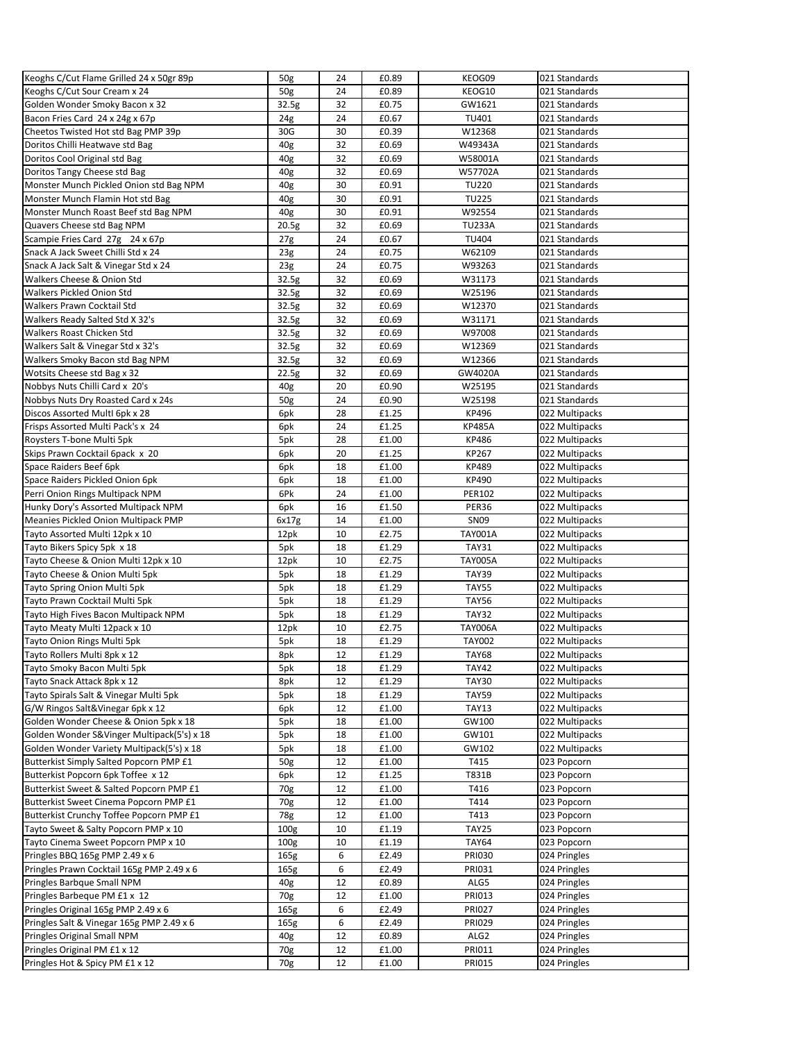| Keoghs C/Cut Flame Grilled 24 x 50gr 89p | 50g | 24 | £0.89 | KEOG09 | 021 Standards |
|---|---|---|---|---|---|
| Keoghs C/Cut Sour Cream x 24 | 50g | 24 | £0.89 | KEOG10 | 021 Standards |
| Golden Wonder Smoky Bacon x 32 | 32.5g | 32 | £0.75 | GW1621 | 021 Standards |
| Bacon Fries Card 24 x 24g x 67p | 24g | 24 | £0.67 | TU401 | 021 Standards |
| Cheetos Twisted Hot std Bag PMP 39p | 30G | 30 | £0.39 | W12368 | 021 Standards |
| Doritos Chilli Heatwave std Bag | 40g | 32 | £0.69 | W49343A | 021 Standards |
| Doritos Cool Original std Bag | 40g | 32 | £0.69 | W58001A | 021 Standards |
| Doritos Tangy Cheese std Bag | 40g | 32 | £0.69 | W57702A | 021 Standards |
| Monster Munch Pickled Onion std Bag NPM | 40g | 30 | £0.91 | TU220 | 021 Standards |
| Monster Munch Flamin Hot std Bag | 40g | 30 | £0.91 | TU225 | 021 Standards |
| Monster Munch Roast Beef std Bag NPM | 40g | 30 | £0.91 | W92554 | 021 Standards |
| Quavers Cheese std Bag NPM | 20.5g | 32 | £0.69 | TU233A | 021 Standards |
| Scampie Fries Card 27g 24 x 67p | 27g | 24 | £0.67 | TU404 | 021 Standards |
| Snack A Jack Sweet Chilli Std x 24 | 23g | 24 | £0.75 | W62109 | 021 Standards |
| Snack A Jack Salt & Vinegar Std x 24 | 23g | 24 | £0.75 | W93263 | 021 Standards |
| Walkers Cheese & Onion Std | 32.5g | 32 | £0.69 | W31173 | 021 Standards |
| Walkers Pickled Onion Std | 32.5g | 32 | £0.69 | W25196 | 021 Standards |
| Walkers Prawn Cocktail Std | 32.5g | 32 | £0.69 | W12370 | 021 Standards |
| Walkers Ready Salted Std X 32's | 32.5g | 32 | £0.69 | W31171 | 021 Standards |
| Walkers Roast Chicken Std | 32.5g | 32 | £0.69 | W97008 | 021 Standards |
| Walkers Salt & Vinegar Std x 32's | 32.5g | 32 | £0.69 | W12369 | 021 Standards |
| Walkers Smoky Bacon std Bag NPM | 32.5g | 32 | £0.69 | W12366 | 021 Standards |
| Wotsits Cheese std Bag x 32 | 22.5g | 32 | £0.69 | GW4020A | 021 Standards |
| Nobbys Nuts Chilli Card x 20's | 40g | 20 | £0.90 | W25195 | 021 Standards |
| Nobbys Nuts Dry Roasted Card x 24s | 50g | 24 | £0.90 | W25198 | 021 Standards |
| Discos Assorted Multl 6pk x 28 | 6pk | 28 | £1.25 | KP496 | 022 Multipacks |
| Frisps Assorted Multi Pack's x 24 | 6pk | 24 | £1.25 | KP485A | 022 Multipacks |
| Roysters T-bone Multi 5pk | 5pk | 28 | £1.00 | KP486 | 022 Multipacks |
| Skips Prawn Cocktail 6pack x 20 | 6pk | 20 | £1.25 | KP267 | 022 Multipacks |
| Space Raiders Beef 6pk | 6pk | 18 | £1.00 | KP489 | 022 Multipacks |
| Space Raiders Pickled Onion 6pk | 6pk | 18 | £1.00 | KP490 | 022 Multipacks |
| Perri Onion Rings Multipack NPM | 6Pk | 24 | £1.00 | PER102 | 022 Multipacks |
| Hunky Dory's Assorted Multipack NPM | 6pk | 16 | £1.50 | PER36 | 022 Multipacks |
| Meanies Pickled Onion Multipack PMP | 6x17g | 14 | £1.00 | SN09 | 022 Multipacks |
| Tayto Assorted Multi 12pk x 10 | 12pk | 10 | £2.75 | TAY001A | 022 Multipacks |
| Tayto Bikers Spicy 5pk x 18 | 5pk | 18 | £1.29 | TAY31 | 022 Multipacks |
| Tayto Cheese & Onion Multi 12pk x 10 | 12pk | 10 | £2.75 | TAY005A | 022 Multipacks |
| Tayto Cheese & Onion Multi 5pk | 5pk | 18 | £1.29 | TAY39 | 022 Multipacks |
| Tayto Spring Onion Multi 5pk | 5pk | 18 | £1.29 | TAY55 | 022 Multipacks |
| Tayto Prawn Cocktail Multi 5pk | 5pk | 18 | £1.29 | TAY56 | 022 Multipacks |
| Tayto High Fives Bacon Multipack NPM | 5pk | 18 | £1.29 | TAY32 | 022 Multipacks |
| Tayto Meaty Multi 12pack x 10 | 12pk | 10 | £2.75 | TAY006A | 022 Multipacks |
| Tayto Onion Rings Multi 5pk | 5pk | 18 | £1.29 | TAY002 | 022 Multipacks |
| Tayto Rollers Multi 8pk x 12 | 8pk | 12 | £1.29 | TAY68 | 022 Multipacks |
| Tayto Smoky Bacon Multi 5pk | 5pk | 18 | £1.29 | TAY42 | 022 Multipacks |
| Tayto Snack Attack 8pk x 12 | 8pk | 12 | £1.29 | TAY30 | 022 Multipacks |
| Tayto Spirals Salt & Vinegar Multi 5pk | 5pk | 18 | £1.29 | TAY59 | 022 Multipacks |
| G/W Ringos Salt&Vinegar 6pk x 12 | 6pk | 12 | £1.00 | TAY13 | 022 Multipacks |
| Golden Wonder Cheese & Onion 5pk x 18 | 5pk | 18 | £1.00 | GW100 | 022 Multipacks |
| Golden Wonder S&Vinger Multipack(5's) x 18 | 5pk | 18 | £1.00 | GW101 | 022 Multipacks |
| Golden Wonder Variety Multipack(5's) x 18 | 5pk | 18 | £1.00 | GW102 | 022 Multipacks |
| Butterkist Simply Salted Popcorn PMP £1 | 50g | 12 | £1.00 | T415 | 023 Popcorn |
| Butterkist Popcorn 6pk Toffee x 12 | 6pk | 12 | £1.25 | T831B | 023 Popcorn |
| Butterkist Sweet & Salted Popcorn PMP £1 | 70g | 12 | £1.00 | T416 | 023 Popcorn |
| Butterkist Sweet Cinema Popcorn PMP £1 | 70g | 12 | £1.00 | T414 | 023 Popcorn |
| Butterkist Crunchy Toffee Popcorn PMP £1 | 78g | 12 | £1.00 | T413 | 023 Popcorn |
| Tayto Sweet & Salty Popcorn PMP x 10 | 100g | 10 | £1.19 | TAY25 | 023 Popcorn |
| Tayto Cinema Sweet Popcorn PMP x 10 | 100g | 10 | £1.19 | TAY64 | 023 Popcorn |
| Pringles BBQ 165g PMP 2.49 x 6 | 165g | 6 | £2.49 | PRI030 | 024 Pringles |
| Pringles Prawn Cocktail 165g PMP 2.49 x 6 | 165g | 6 | £2.49 | PRI031 | 024 Pringles |
| Pringles Barbque Small NPM | 40g | 12 | £0.89 | ALG5 | 024 Pringles |
| Pringles Barbeque PM £1 x 12 | 70g | 12 | £1.00 | PRI013 | 024 Pringles |
| Pringles Original 165g PMP 2.49 x 6 | 165g | 6 | £2.49 | PRI027 | 024 Pringles |
| Pringles Salt & Vinegar 165g PMP 2.49 x 6 | 165g | 6 | £2.49 | PRI029 | 024 Pringles |
| Pringles Original Small NPM | 40g | 12 | £0.89 | ALG2 | 024 Pringles |
| Pringles Original PM £1 x 12 | 70g | 12 | £1.00 | PRI011 | 024 Pringles |
| Pringles Hot & Spicy PM £1 x 12 | 70g | 12 | £1.00 | PRI015 | 024 Pringles |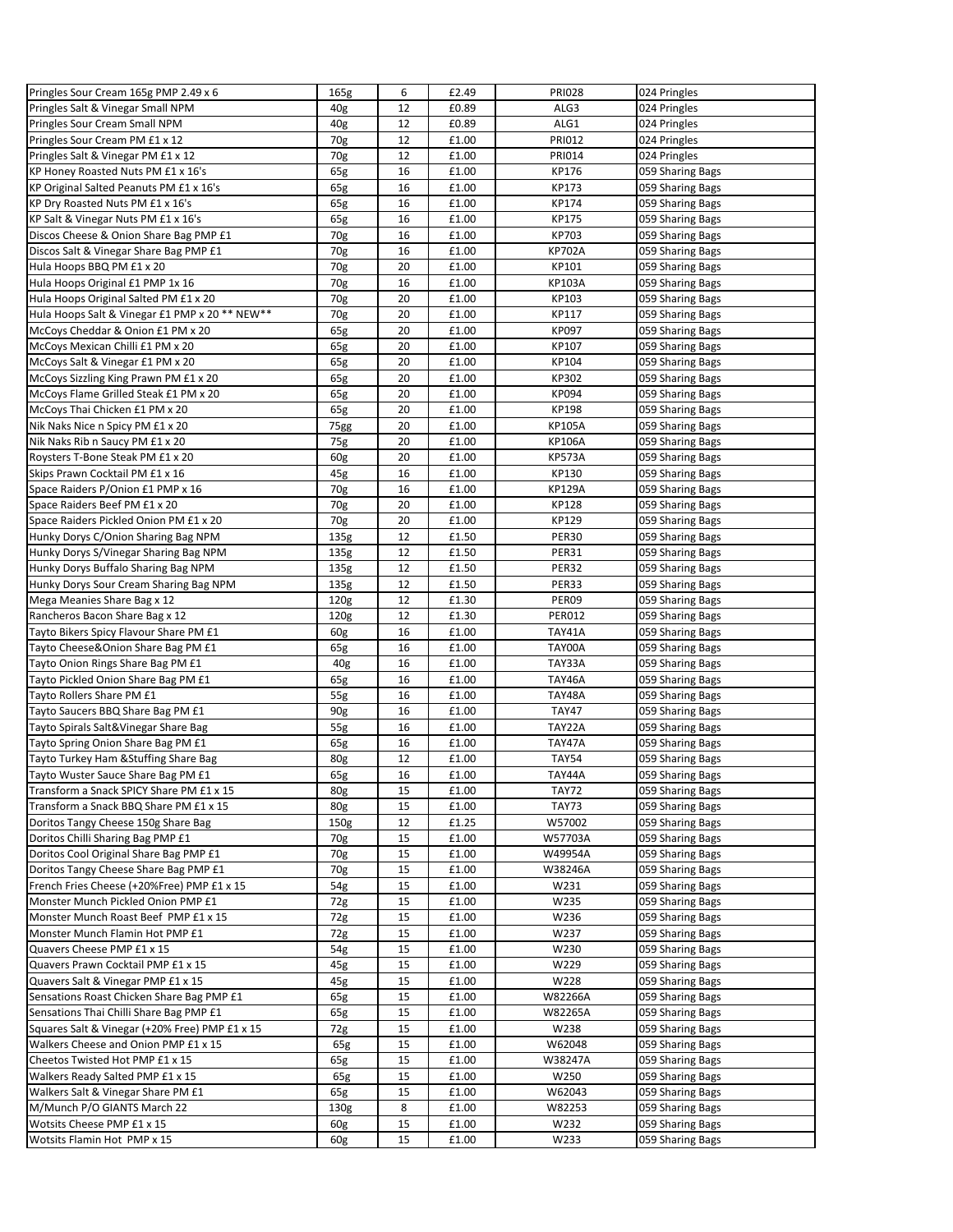| | | | | | |
|---|---|---|---|---|---|
| Pringles Sour Cream 165g PMP 2.49 x 6 | 165g | 6 | £2.49 | PRI028 | 024 Pringles |
| Pringles Salt & Vinegar Small NPM | 40g | 12 | £0.89 | ALG3 | 024 Pringles |
| Pringles Sour Cream Small NPM | 40g | 12 | £0.89 | ALG1 | 024 Pringles |
| Pringles Sour Cream PM £1 x 12 | 70g | 12 | £1.00 | PRI012 | 024 Pringles |
| Pringles Salt & Vinegar PM £1 x 12 | 70g | 12 | £1.00 | PRI014 | 024 Pringles |
| KP Honey Roasted Nuts PM £1 x 16's | 65g | 16 | £1.00 | KP176 | 059 Sharing Bags |
| KP Original Salted Peanuts PM £1 x 16's | 65g | 16 | £1.00 | KP173 | 059 Sharing Bags |
| KP Dry Roasted Nuts PM £1 x 16's | 65g | 16 | £1.00 | KP174 | 059 Sharing Bags |
| KP Salt & Vinegar Nuts PM £1 x 16's | 65g | 16 | £1.00 | KP175 | 059 Sharing Bags |
| Discos Cheese & Onion Share Bag PMP £1 | 70g | 16 | £1.00 | KP703 | 059 Sharing Bags |
| Discos Salt & Vinegar Share Bag PMP £1 | 70g | 16 | £1.00 | KP702A | 059 Sharing Bags |
| Hula Hoops BBQ PM £1 x 20 | 70g | 20 | £1.00 | KP101 | 059 Sharing Bags |
| Hula Hoops Original £1 PMP 1x 16 | 70g | 16 | £1.00 | KP103A | 059 Sharing Bags |
| Hula Hoops Original Salted PM £1 x 20 | 70g | 20 | £1.00 | KP103 | 059 Sharing Bags |
| Hula Hoops Salt & Vinegar £1 PMP x 20 ** NEW** | 70g | 20 | £1.00 | KP117 | 059 Sharing Bags |
| McCoys Cheddar & Onion £1 PM x 20 | 65g | 20 | £1.00 | KP097 | 059 Sharing Bags |
| McCoys Mexican Chilli £1 PM x 20 | 65g | 20 | £1.00 | KP107 | 059 Sharing Bags |
| McCoys Salt & Vinegar £1 PM x 20 | 65g | 20 | £1.00 | KP104 | 059 Sharing Bags |
| McCoys Sizzling King Prawn PM £1 x 20 | 65g | 20 | £1.00 | KP302 | 059 Sharing Bags |
| McCoys Flame Grilled Steak £1 PM x 20 | 65g | 20 | £1.00 | KP094 | 059 Sharing Bags |
| McCoys Thai Chicken £1 PM x 20 | 65g | 20 | £1.00 | KP198 | 059 Sharing Bags |
| Nik Naks Nice n Spicy PM £1 x 20 | 75gg | 20 | £1.00 | KP105A | 059 Sharing Bags |
| Nik Naks Rib n Saucy PM £1 x 20 | 75g | 20 | £1.00 | KP106A | 059 Sharing Bags |
| Roysters T-Bone Steak PM £1 x 20 | 60g | 20 | £1.00 | KP573A | 059 Sharing Bags |
| Skips Prawn Cocktail PM £1 x 16 | 45g | 16 | £1.00 | KP130 | 059 Sharing Bags |
| Space Raiders P/Onion £1 PMP x 16 | 70g | 16 | £1.00 | KP129A | 059 Sharing Bags |
| Space Raiders Beef PM £1 x 20 | 70g | 20 | £1.00 | KP128 | 059 Sharing Bags |
| Space Raiders Pickled Onion PM £1 x 20 | 70g | 20 | £1.00 | KP129 | 059 Sharing Bags |
| Hunky Dorys C/Onion Sharing Bag NPM | 135g | 12 | £1.50 | PER30 | 059 Sharing Bags |
| Hunky Dorys S/Vinegar Sharing Bag NPM | 135g | 12 | £1.50 | PER31 | 059 Sharing Bags |
| Hunky Dorys Buffalo Sharing Bag NPM | 135g | 12 | £1.50 | PER32 | 059 Sharing Bags |
| Hunky Dorys Sour Cream Sharing Bag NPM | 135g | 12 | £1.50 | PER33 | 059 Sharing Bags |
| Mega Meanies Share Bag x 12 | 120g | 12 | £1.30 | PER09 | 059 Sharing Bags |
| Rancheros Bacon Share Bag x 12 | 120g | 12 | £1.30 | PER012 | 059 Sharing Bags |
| Tayto Bikers Spicy Flavour Share PM £1 | 60g | 16 | £1.00 | TAY41A | 059 Sharing Bags |
| Tayto Cheese&Onion Share Bag PM £1 | 65g | 16 | £1.00 | TAY00A | 059 Sharing Bags |
| Tayto Onion Rings Share Bag PM £1 | 40g | 16 | £1.00 | TAY33A | 059 Sharing Bags |
| Tayto Pickled Onion Share Bag PM £1 | 65g | 16 | £1.00 | TAY46A | 059 Sharing Bags |
| Tayto Rollers Share PM £1 | 55g | 16 | £1.00 | TAY48A | 059 Sharing Bags |
| Tayto Saucers BBQ Share Bag PM £1 | 90g | 16 | £1.00 | TAY47 | 059 Sharing Bags |
| Tayto Spirals Salt&Vinegar Share Bag | 55g | 16 | £1.00 | TAY22A | 059 Sharing Bags |
| Tayto Spring Onion Share Bag PM £1 | 65g | 16 | £1.00 | TAY47A | 059 Sharing Bags |
| Tayto Turkey Ham &Stuffing Share Bag | 80g | 12 | £1.00 | TAY54 | 059 Sharing Bags |
| Tayto Wuster Sauce Share Bag PM £1 | 65g | 16 | £1.00 | TAY44A | 059 Sharing Bags |
| Transform a Snack SPICY Share PM £1 x 15 | 80g | 15 | £1.00 | TAY72 | 059 Sharing Bags |
| Transform a Snack BBQ Share PM £1 x 15 | 80g | 15 | £1.00 | TAY73 | 059 Sharing Bags |
| Doritos Tangy Cheese 150g Share Bag | 150g | 12 | £1.25 | W57002 | 059 Sharing Bags |
| Doritos Chilli Sharing Bag PMP £1 | 70g | 15 | £1.00 | W57703A | 059 Sharing Bags |
| Doritos Cool Original Share Bag PMP £1 | 70g | 15 | £1.00 | W49954A | 059 Sharing Bags |
| Doritos Tangy Cheese Share Bag PMP £1 | 70g | 15 | £1.00 | W38246A | 059 Sharing Bags |
| French Fries Cheese (+20%Free) PMP £1 x 15 | 54g | 15 | £1.00 | W231 | 059 Sharing Bags |
| Monster Munch Pickled Onion PMP £1 | 72g | 15 | £1.00 | W235 | 059 Sharing Bags |
| Monster Munch Roast Beef PMP £1 x 15 | 72g | 15 | £1.00 | W236 | 059 Sharing Bags |
| Monster Munch Flamin Hot PMP £1 | 72g | 15 | £1.00 | W237 | 059 Sharing Bags |
| Quavers Cheese PMP £1 x 15 | 54g | 15 | £1.00 | W230 | 059 Sharing Bags |
| Quavers Prawn Cocktail PMP £1 x 15 | 45g | 15 | £1.00 | W229 | 059 Sharing Bags |
| Quavers Salt & Vinegar PMP £1 x 15 | 45g | 15 | £1.00 | W228 | 059 Sharing Bags |
| Sensations Roast Chicken Share Bag PMP £1 | 65g | 15 | £1.00 | W82266A | 059 Sharing Bags |
| Sensations Thai Chilli Share Bag PMP £1 | 65g | 15 | £1.00 | W82265A | 059 Sharing Bags |
| Squares Salt & Vinegar (+20% Free) PMP £1 x 15 | 72g | 15 | £1.00 | W238 | 059 Sharing Bags |
| Walkers Cheese and Onion PMP £1 x 15 | 65g | 15 | £1.00 | W62048 | 059 Sharing Bags |
| Cheetos Twisted Hot PMP £1 x 15 | 65g | 15 | £1.00 | W38247A | 059 Sharing Bags |
| Walkers Ready Salted PMP £1 x 15 | 65g | 15 | £1.00 | W250 | 059 Sharing Bags |
| Walkers Salt & Vinegar Share PM £1 | 65g | 15 | £1.00 | W62043 | 059 Sharing Bags |
| M/Munch P/O GIANTS March 22 | 130g | 8 | £1.00 | W82253 | 059 Sharing Bags |
| Wotsits Cheese PMP £1 x 15 | 60g | 15 | £1.00 | W232 | 059 Sharing Bags |
| Wotsits Flamin Hot PMP x 15 | 60g | 15 | £1.00 | W233 | 059 Sharing Bags |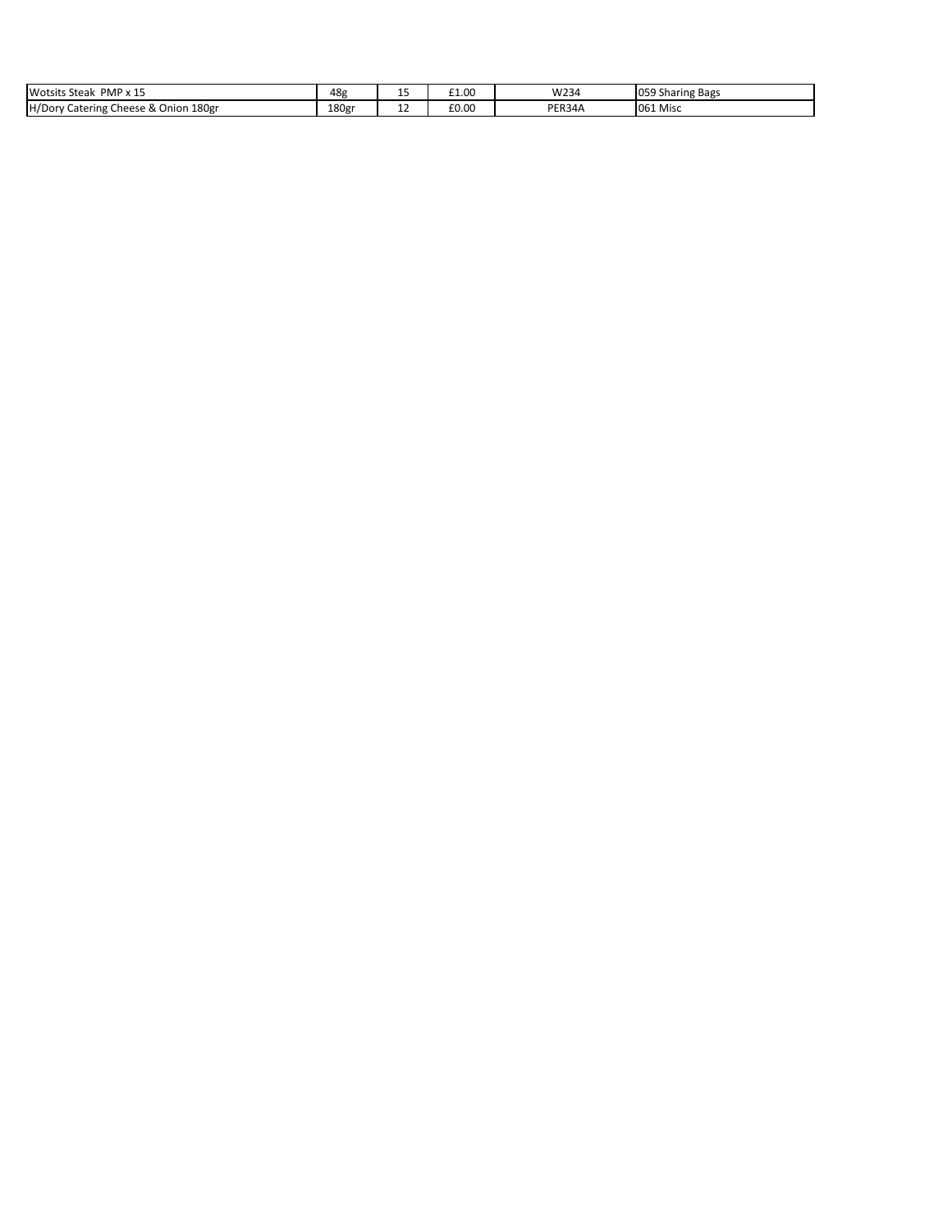| | | | | | |
|---|---|---|---|---|---|
| Wotsits Steak PMP x 15 | 48g | 15 | £1.00 | W234 | 059 Sharing Bags |
| H/Dory Catering Cheese & Onion 180gr | 180gr | 12 | £0.00 | PER34A | 061 Misc |